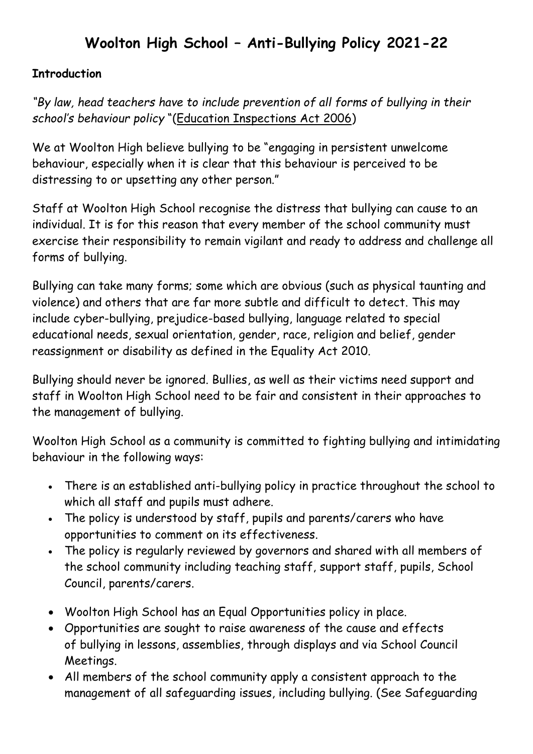# Woolton High School – Anti-Bullying Policy 2021-22

**Introduction**

*"By law, head teachers have to include prevention of all forms of bullying in their school's behaviour policy* "(Education Inspections Act 2006)

We at Woolton High believe bullying to be "engaging in persistent unwelcome behaviour, especially when it is clear that this behaviour is perceived to be distressing to or upsetting any other person."

Staff at Woolton High School recognise the distress that bullying can cause to an individual. It is for this reason that every member of the school community must exercise their responsibility to remain vigilant and ready to address and challenge all forms of bullying.

Bullying can take many forms; some which are obvious (such as physical taunting and violence) and others that are far more subtle and difficult to detect. This may include cyber-bullying, prejudice-based bullying, language related to special educational needs, sexual orientation, gender, race, religion and belief, gender reassignment or disability as defined in the Equality Act 2010.

Bullying should never be ignored. Bullies, as well as their victims need support and staff in Woolton High School need to be fair and consistent in their approaches to the management of bullying.

Woolton High School as a community is committed to fighting bullying and intimidating behaviour in the following ways:

- There is an established anti-bullying policy in practice throughout the school to which all staff and pupils must adhere.
- The policy is understood by staff, pupils and parents/carers who have opportunities to comment on its effectiveness.
- The policy is regularly reviewed by governors and shared with all members of the school community including teaching staff, support staff, pupils, School Council, parents/carers.
- Woolton High School has an Equal Opportunities policy in place.
- Opportunities are sought to raise awareness of the cause and effects of bullying in lessons, assemblies, through displays and via School Council Meetings.
- All members of the school community apply a consistent approach to the management of all safeguarding issues, including bullying. (See Safeguarding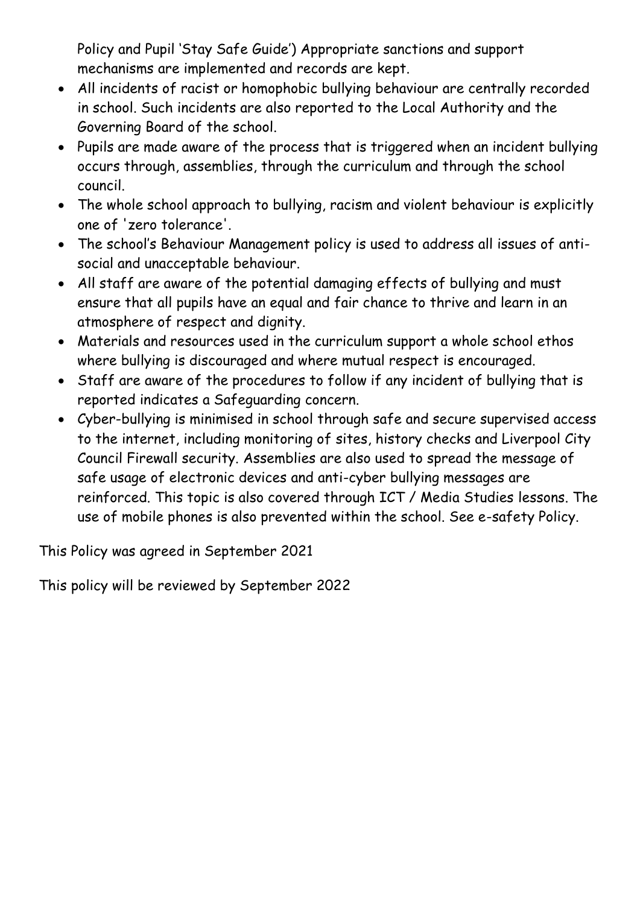Policy and Pupil 'Stay Safe Guide') Appropriate sanctions and support mechanisms are implemented and records are kept.

- All incidents of racist or homophobic bullying behaviour are centrally recorded in school. Such incidents are also reported to the Local Authority and the Governing Board of the school.
- Pupils are made aware of the process that is triggered when an incident bullying occurs through, assemblies, through the curriculum and through the school council.
- The whole school approach to bullying, racism and violent behaviour is explicitly one of 'zero tolerance'.
- The school's Behaviour Management policy is used to address all issues of anti-social and unacceptable behaviour.
- All staff are aware of the potential damaging effects of bullying and must ensure that all pupils have an equal and fair chance to thrive and learn in an atmosphere of respect and dignity.
- Materials and resources used in the curriculum support a whole school ethos where bullying is discouraged and where mutual respect is encouraged.
- Staff are aware of the procedures to follow if any incident of bullying that is reported indicates a Safeguarding concern.
- Cyber-bullying is minimised in school through safe and secure supervised access to the internet, including monitoring of sites, history checks and Liverpool City Council Firewall security. Assemblies are also used to spread the message of safe usage of electronic devices and anti-cyber bullying messages are reinforced. This topic is also covered through ICT / Media Studies lessons. The use of mobile phones is also prevented within the school. See e-safety Policy.

This Policy was agreed in September 2021

This policy will be reviewed by September 2022